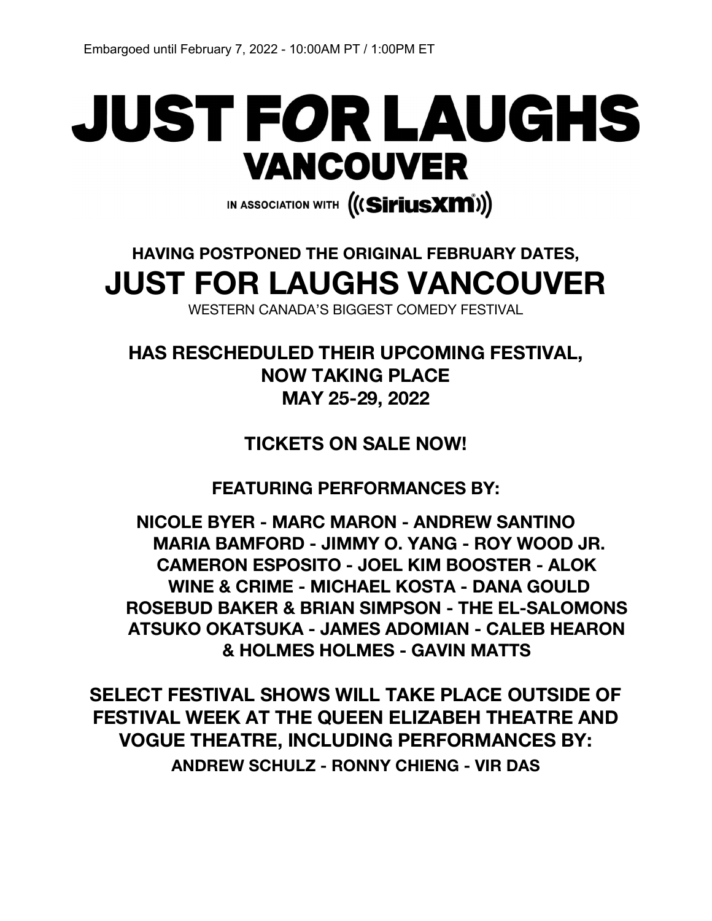Embargoed until February 7, 2022 - 10:00AM PT / 1:00PM ET

# JUST FOR LAUGHS VANCOUVER

IN ASSOCIATION WITH SiriusXM

**HAVING POSTPONED THE ORIGINAL FEBRUARY DATES,**

## JUST FOR LAUGHS VANCOUVER

WESTERN CANADA'S BIGGEST COMEDY FESTIVAL

**HAS RESCHEDULED THEIR UPCOMING FESTIVAL, NOW TAKING PLACE MAY 25-29, 2022**

**TICKETS ON SALE NOW!**

**FEATURING PERFORMANCES BY:**

**NICOLE BYER - MARC MARON - ANDREW SANTINO**
**MARIA BAMFORD - JIMMY O. YANG - ROY WOOD JR.**
**CAMERON ESPOSITO - JOEL KIM BOOSTER - ALOK**
**WINE & CRIME - MICHAEL KOSTA - DANA GOULD**
**ROSEBUD BAKER & BRIAN SIMPSON - THE EL-SALOMONS**
**ATSUKO OKATSUKA - JAMES ADOMIAN - CALEB HEARON & HOLMES HOLMES - GAVIN MATTS**

**SELECT FESTIVAL SHOWS WILL TAKE PLACE OUTSIDE OF FESTIVAL WEEK AT THE QUEEN ELIZABEH THEATRE AND VOGUE THEATRE, INCLUDING PERFORMANCES BY:**

**ANDREW SCHULZ - RONNY CHIENG - VIR DAS**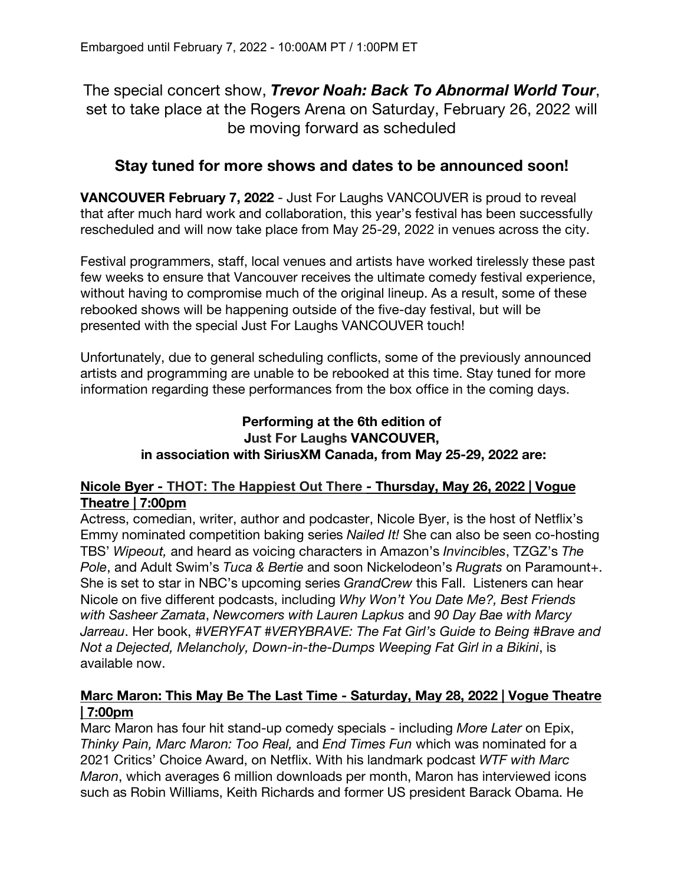Embargoed until February 7, 2022 - 10:00AM PT / 1:00PM ET

The special concert show, ***Trevor Noah: Back To Abnormal World Tour***, set to take place at the Rogers Arena on Saturday, February 26, 2022 will be moving forward as scheduled

## Stay tuned for more shows and dates to be announced soon!

**VANCOUVER February 7, 2022** - Just For Laughs VANCOUVER is proud to reveal that after much hard work and collaboration, this year's festival has been successfully rescheduled and will now take place from May 25-29, 2022 in venues across the city.

Festival programmers, staff, local venues and artists have worked tirelessly these past few weeks to ensure that Vancouver receives the ultimate comedy festival experience, without having to compromise much of the original lineup. As a result, some of these rebooked shows will be happening outside of the five-day festival, but will be presented with the special Just For Laughs VANCOUVER touch!

Unfortunately, due to general scheduling conflicts, some of the previously announced artists and programming are unable to be rebooked at this time. Stay tuned for more information regarding these performances from the box office in the coming days.

**Performing at the 6th edition of**
**Just For Laughs VANCOUVER,**
**in association with SiriusXM Canada, from May 25-29, 2022 are:**

### Nicole Byer - THOT: The Happiest Out There - Thursday, May 26, 2022 | Vogue Theatre | 7:00pm

Actress, comedian, writer, author and podcaster, Nicole Byer, is the host of Netflix's Emmy nominated competition baking series *Nailed It!* She can also be seen co-hosting TBS' *Wipeout,* and heard as voicing characters in Amazon's *Invincibles*, TZGZ's *The Pole*, and Adult Swim's *Tuca & Bertie* and soon Nickelodeon's *Rugrats* on Paramount+. She is set to star in NBC's upcoming series *GrandCrew* this Fall. Listeners can hear Nicole on five different podcasts, including *Why Won't You Date Me?, Best Friends with Sasheer Zamata*, *Newcomers with Lauren Lapkus* and *90 Day Bae with Marcy Jarreau*. Her book, *#VERYFAT #VERYBRAVE: The Fat Girl's Guide to Being #Brave and Not a Dejected, Melancholy, Down-in-the-Dumps Weeping Fat Girl in a Bikini*, is available now.

### Marc Maron: This May Be The Last Time - Saturday, May 28, 2022 | Vogue Theatre | 7:00pm

Marc Maron has four hit stand-up comedy specials - including *More Later* on Epix, *Thinky Pain, Marc Maron: Too Real,* and *End Times Fun* which was nominated for a 2021 Critics' Choice Award, on Netflix. With his landmark podcast *WTF with Marc Maron*, which averages 6 million downloads per month, Maron has interviewed icons such as Robin Williams, Keith Richards and former US president Barack Obama. He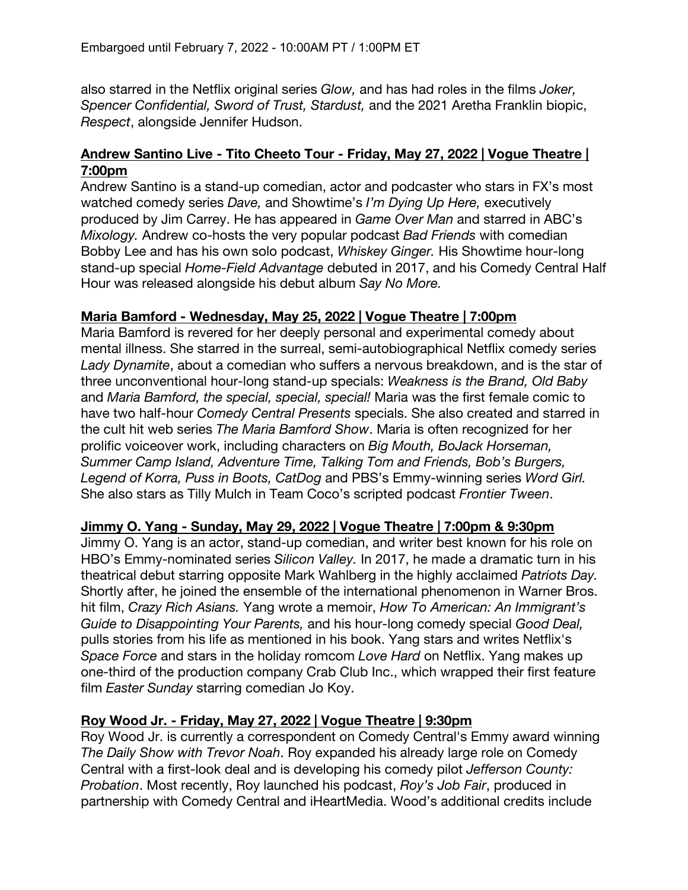Embargoed until February 7, 2022 - 10:00AM PT / 1:00PM ET

also starred in the Netflix original series *Glow,* and has had roles in the films *Joker, Spencer Confidential, Sword of Trust, Stardust,* and the 2021 Aretha Franklin biopic, *Respect*, alongside Jennifer Hudson.

**Andrew Santino Live - Tito Cheeto Tour - Friday, May 27, 2022 | Vogue Theatre | 7:00pm**

Andrew Santino is a stand-up comedian, actor and podcaster who stars in FX's most watched comedy series *Dave,* and Showtime's *I'm Dying Up Here,* executively produced by Jim Carrey. He has appeared in *Game Over Man* and starred in ABC's *Mixology.* Andrew co-hosts the very popular podcast *Bad Friends* with comedian Bobby Lee and has his own solo podcast, *Whiskey Ginger.* His Showtime hour-long stand-up special *Home-Field Advantage* debuted in 2017, and his Comedy Central Half Hour was released alongside his debut album *Say No More.*

**Maria Bamford - Wednesday, May 25, 2022 | Vogue Theatre | 7:00pm**

Maria Bamford is revered for her deeply personal and experimental comedy about mental illness. She starred in the surreal, semi-autobiographical Netflix comedy series *Lady Dynamite*, about a comedian who suffers a nervous breakdown, and is the star of three unconventional hour-long stand-up specials: *Weakness is the Brand, Old Baby* and *Maria Bamford, the special, special, special!* Maria was the first female comic to have two half-hour *Comedy Central Presents* specials. She also created and starred in the cult hit web series *The Maria Bamford Show*. Maria is often recognized for her prolific voiceover work, including characters on *Big Mouth, BoJack Horseman, Summer Camp Island, Adventure Time, Talking Tom and Friends, Bob's Burgers, Legend of Korra, Puss in Boots, CatDog* and PBS's Emmy-winning series *Word Girl.* She also stars as Tilly Mulch in Team Coco's scripted podcast *Frontier Tween*.

**Jimmy O. Yang - Sunday, May 29, 2022 | Vogue Theatre | 7:00pm & 9:30pm**

Jimmy O. Yang is an actor, stand-up comedian, and writer best known for his role on HBO's Emmy-nominated series *Silicon Valley.* In 2017, he made a dramatic turn in his theatrical debut starring opposite Mark Wahlberg in the highly acclaimed *Patriots Day.* Shortly after, he joined the ensemble of the international phenomenon in Warner Bros. hit film, *Crazy Rich Asians.* Yang wrote a memoir, *How To American: An Immigrant's Guide to Disappointing Your Parents,* and his hour-long comedy special *Good Deal,* pulls stories from his life as mentioned in his book. Yang stars and writes Netflix's *Space Force* and stars in the holiday romcom *Love Hard* on Netflix. Yang makes up one-third of the production company Crab Club Inc., which wrapped their first feature film *Easter Sunday* starring comedian Jo Koy.

**Roy Wood Jr. - Friday, May 27, 2022 | Vogue Theatre | 9:30pm**

Roy Wood Jr. is currently a correspondent on Comedy Central's Emmy award winning *The Daily Show with Trevor Noah*. Roy expanded his already large role on Comedy Central with a first-look deal and is developing his comedy pilot *Jefferson County: Probation*. Most recently, Roy launched his podcast, *Roy's Job Fair*, produced in partnership with Comedy Central and iHeartMedia. Wood's additional credits include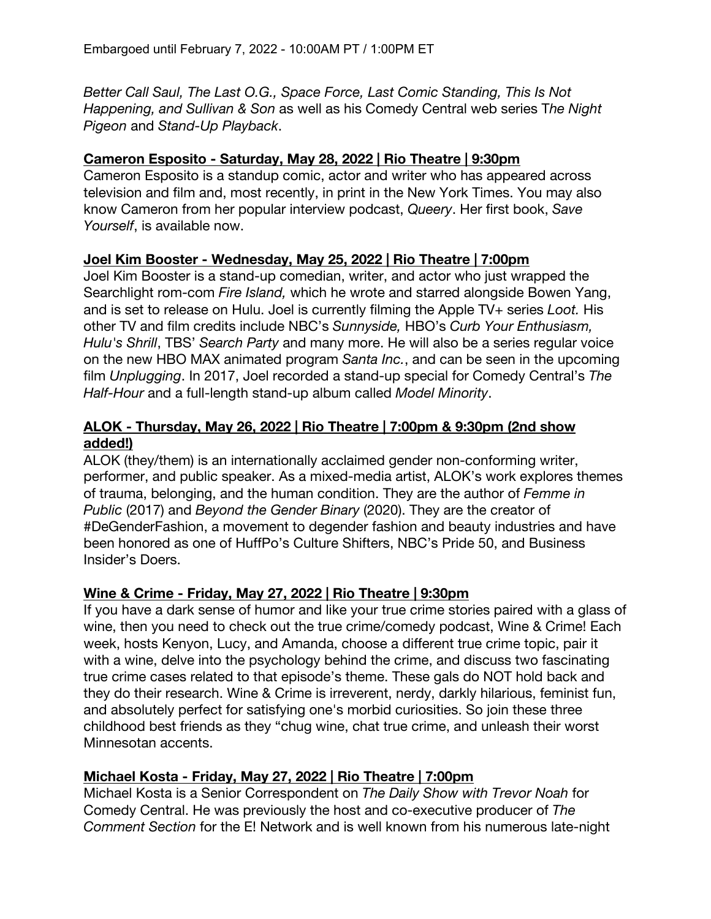Embargoed until February 7, 2022 - 10:00AM PT / 1:00PM ET

*Better Call Saul, The Last O.G., Space Force, Last Comic Standing, This Is Not Happening, and Sullivan & Son* as well as his Comedy Central web series T*he Night Pigeon* and *Stand-Up Playback*.

**Cameron Esposito - Saturday, May 28, 2022 | Rio Theatre | 9:30pm**

Cameron Esposito is a standup comic, actor and writer who has appeared across television and film and, most recently, in print in the New York Times. You may also know Cameron from her popular interview podcast, *Queery*. Her first book, *Save Yourself*, is available now.

**Joel Kim Booster - Wednesday, May 25, 2022 | Rio Theatre | 7:00pm**

Joel Kim Booster is a stand-up comedian, writer, and actor who just wrapped the Searchlight rom-com *Fire Island,* which he wrote and starred alongside Bowen Yang, and is set to release on Hulu. Joel is currently filming the Apple TV+ series *Loot.* His other TV and film credits include NBC's *Sunnyside,* HBO's *Curb Your Enthusiasm, Hulu's Shrill*, TBS' *Search Party* and many more. He will also be a series regular voice on the new HBO MAX animated program *Santa Inc.*, and can be seen in the upcoming film *Unplugging*. In 2017, Joel recorded a stand-up special for Comedy Central's *The Half-Hour* and a full-length stand-up album called *Model Minority*.

**ALOK - Thursday, May 26, 2022 | Rio Theatre | 7:00pm & 9:30pm (2nd show added!)**

ALOK (they/them) is an internationally acclaimed gender non-conforming writer, performer, and public speaker. As a mixed-media artist, ALOK's work explores themes of trauma, belonging, and the human condition. They are the author of *Femme in Public* (2017) and *Beyond the Gender Binary* (2020). They are the creator of #DeGenderFashion, a movement to degender fashion and beauty industries and have been honored as one of HuffPo's Culture Shifters, NBC's Pride 50, and Business Insider's Doers.

**Wine & Crime - Friday, May 27, 2022 | Rio Theatre | 9:30pm**

If you have a dark sense of humor and like your true crime stories paired with a glass of wine, then you need to check out the true crime/comedy podcast, Wine & Crime! Each week, hosts Kenyon, Lucy, and Amanda, choose a different true crime topic, pair it with a wine, delve into the psychology behind the crime, and discuss two fascinating true crime cases related to that episode's theme. These gals do NOT hold back and they do their research. Wine & Crime is irreverent, nerdy, darkly hilarious, feminist fun, and absolutely perfect for satisfying one's morbid curiosities. So join these three childhood best friends as they "chug wine, chat true crime, and unleash their worst Minnesotan accents.

**Michael Kosta - Friday, May 27, 2022 | Rio Theatre | 7:00pm**

Michael Kosta is a Senior Correspondent on *The Daily Show with Trevor Noah* for Comedy Central. He was previously the host and co-executive producer of *The Comment Section* for the E! Network and is well known from his numerous late-night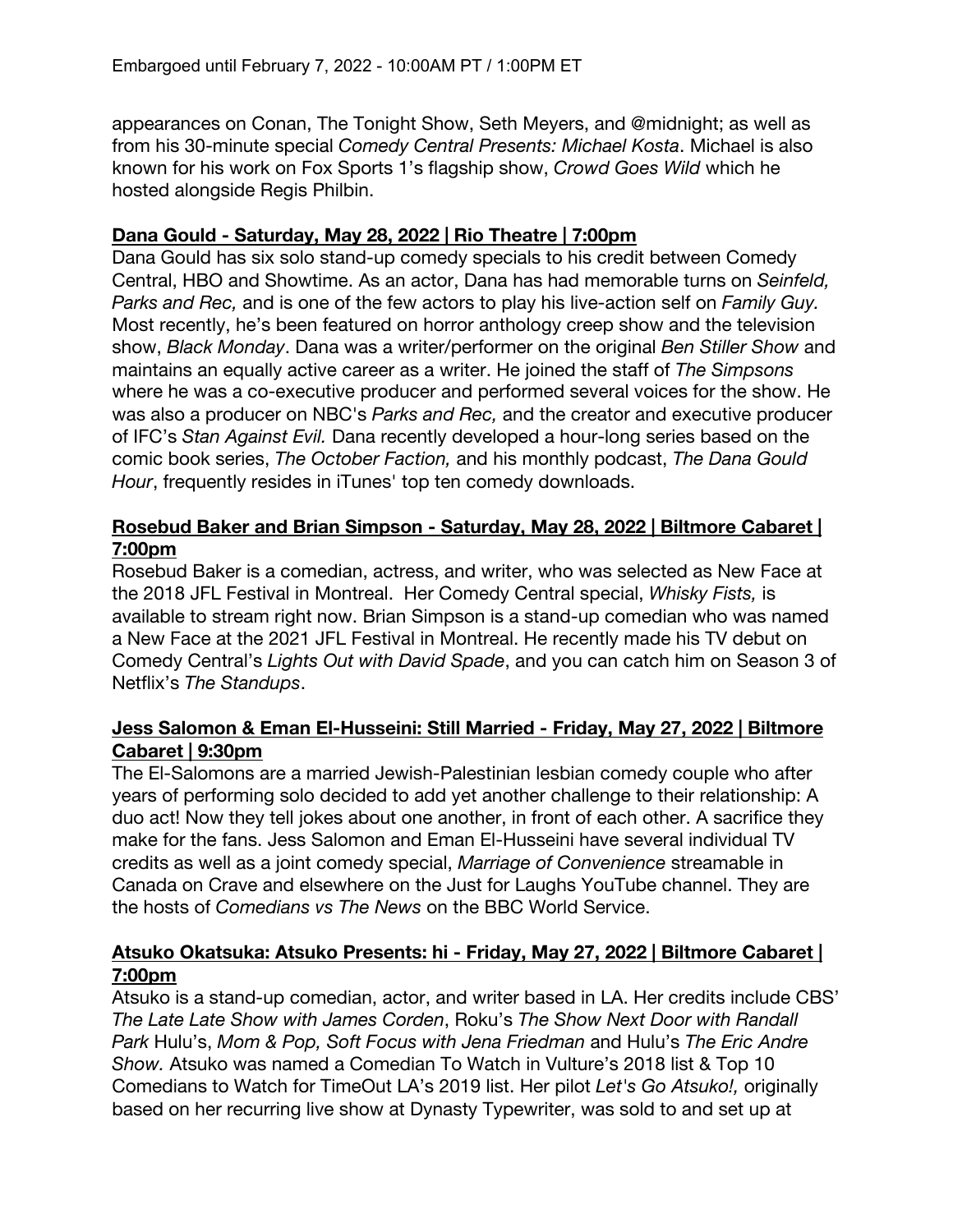appearances on Conan, The Tonight Show, Seth Meyers, and @midnight; as well as from his 30-minute special *Comedy Central Presents: Michael Kosta*. Michael is also known for his work on Fox Sports 1's flagship show, *Crowd Goes Wild* which he hosted alongside Regis Philbin.

**Dana Gould - Saturday, May 28, 2022 | Rio Theatre | 7:00pm**

Dana Gould has six solo stand-up comedy specials to his credit between Comedy Central, HBO and Showtime. As an actor, Dana has had memorable turns on *Seinfeld, Parks and Rec,* and is one of the few actors to play his live-action self on *Family Guy.* Most recently, he's been featured on horror anthology creep show and the television show, *Black Monday*. Dana was a writer/performer on the original *Ben Stiller Show* and maintains an equally active career as a writer. He joined the staff of *The Simpsons* where he was a co-executive producer and performed several voices for the show. He was also a producer on NBC's *Parks and Rec,* and the creator and executive producer of IFC's *Stan Against Evil.* Dana recently developed a hour-long series based on the comic book series, *The October Faction,* and his monthly podcast, *The Dana Gould Hour*, frequently resides in iTunes' top ten comedy downloads.

**Rosebud Baker and Brian Simpson - Saturday, May 28, 2022 | Biltmore Cabaret | 7:00pm**

Rosebud Baker is a comedian, actress, and writer, who was selected as New Face at the 2018 JFL Festival in Montreal. Her Comedy Central special, *Whisky Fists,* is available to stream right now. Brian Simpson is a stand-up comedian who was named a New Face at the 2021 JFL Festival in Montreal. He recently made his TV debut on Comedy Central's *Lights Out with David Spade*, and you can catch him on Season 3 of Netflix's *The Standups*.

**Jess Salomon & Eman El-Husseini: Still Married - Friday, May 27, 2022 | Biltmore Cabaret | 9:30pm**

The El-Salomons are a married Jewish-Palestinian lesbian comedy couple who after years of performing solo decided to add yet another challenge to their relationship: A duo act! Now they tell jokes about one another, in front of each other. A sacrifice they make for the fans. Jess Salomon and Eman El-Husseini have several individual TV credits as well as a joint comedy special, *Marriage of Convenience* streamable in Canada on Crave and elsewhere on the Just for Laughs YouTube channel. They are the hosts of *Comedians vs The News* on the BBC World Service.

**Atsuko Okatsuka: Atsuko Presents: hi - Friday, May 27, 2022 | Biltmore Cabaret | 7:00pm**

Atsuko is a stand-up comedian, actor, and writer based in LA. Her credits include CBS' *The Late Late Show with James Corden*, Roku's *The Show Next Door with Randall Park* Hulu's, *Mom & Pop, Soft Focus with Jena Friedman* and Hulu's *The Eric Andre Show.* Atsuko was named a Comedian To Watch in Vulture's 2018 list & Top 10 Comedians to Watch for TimeOut LA's 2019 list. Her pilot *Let's Go Atsuko!,* originally based on her recurring live show at Dynasty Typewriter, was sold to and set up at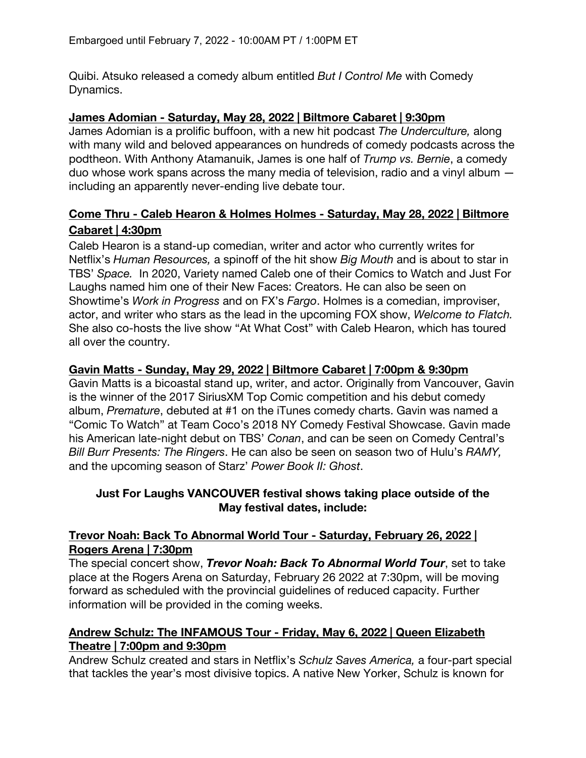Quibi. Atsuko released a comedy album entitled *But I Control Me* with Comedy Dynamics.

**James Adomian - Saturday, May 28, 2022 | Biltmore Cabaret | 9:30pm**

James Adomian is a prolific buffoon, with a new hit podcast *The Underculture,* along with many wild and beloved appearances on hundreds of comedy podcasts across the podtheon. With Anthony Atamanuik, James is one half of *Trump vs. Bernie*, a comedy duo whose work spans across the many media of television, radio and a vinyl album — including an apparently never-ending live debate tour.

**Come Thru - Caleb Hearon & Holmes Holmes - Saturday, May 28, 2022 | Biltmore Cabaret | 4:30pm**

Caleb Hearon is a stand-up comedian, writer and actor who currently writes for Netflix's *Human Resources,* a spinoff of the hit show *Big Mouth* and is about to star in TBS' *Space.* In 2020, Variety named Caleb one of their Comics to Watch and Just For Laughs named him one of their New Faces: Creators. He can also be seen on Showtime's *Work in Progress* and on FX's *Fargo*. Holmes is a comedian, improviser, actor, and writer who stars as the lead in the upcoming FOX show, *Welcome to Flatch.* She also co-hosts the live show "At What Cost" with Caleb Hearon, which has toured all over the country.

**Gavin Matts - Sunday, May 29, 2022 | Biltmore Cabaret | 7:00pm & 9:30pm**

Gavin Matts is a bicoastal stand up, writer, and actor. Originally from Vancouver, Gavin is the winner of the 2017 SiriusXM Top Comic competition and his debut comedy album, *Premature*, debuted at #1 on the iTunes comedy charts. Gavin was named a "Comic To Watch" at Team Coco's 2018 NY Comedy Festival Showcase. Gavin made his American late-night debut on TBS' *Conan*, and can be seen on Comedy Central's *Bill Burr Presents: The Ringers*. He can also be seen on season two of Hulu's *RAMY,* and the upcoming season of Starz' *Power Book II: Ghost*.

**Just For Laughs VANCOUVER festival shows taking place outside of the May festival dates, include:**

**Trevor Noah: Back To Abnormal World Tour - Saturday, February 26, 2022 | Rogers Arena | 7:30pm**

The special concert show, ***Trevor Noah: Back To Abnormal World Tour***, set to take place at the Rogers Arena on Saturday, February 26 2022 at 7:30pm, will be moving forward as scheduled with the provincial guidelines of reduced capacity. Further information will be provided in the coming weeks.

**Andrew Schulz: The INFAMOUS Tour - Friday, May 6, 2022 | Queen Elizabeth Theatre | 7:00pm and 9:30pm**

Andrew Schulz created and stars in Netflix's *Schulz Saves America,* a four-part special that tackles the year's most divisive topics. A native New Yorker, Schulz is known for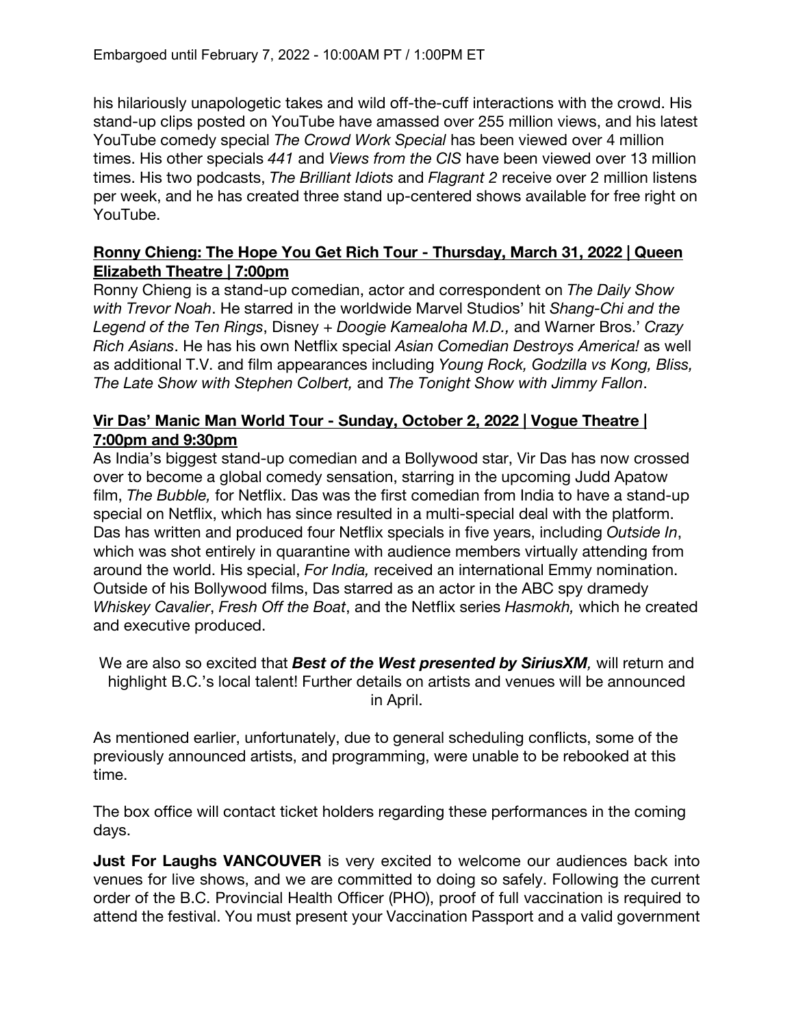his hilariously unapologetic takes and wild off-the-cuff interactions with the crowd. His stand-up clips posted on YouTube have amassed over 255 million views, and his latest YouTube comedy special *The Crowd Work Special* has been viewed over 4 million times. His other specials *441* and *Views from the CIS* have been viewed over 13 million times. His two podcasts, *The Brilliant Idiots* and *Flagrant 2* receive over 2 million listens per week, and he has created three stand up-centered shows available for free right on YouTube.

**Ronny Chieng: The Hope You Get Rich Tour - Thursday, March 31, 2022 | Queen Elizabeth Theatre | 7:00pm**

Ronny Chieng is a stand-up comedian, actor and correspondent on *The Daily Show with Trevor Noah*. He starred in the worldwide Marvel Studios' hit *Shang-Chi and the Legend of the Ten Rings*, Disney + *Doogie Kamealoha M.D.,* and Warner Bros.' *Crazy Rich Asians*. He has his own Netflix special *Asian Comedian Destroys America!* as well as additional T.V. and film appearances including *Young Rock, Godzilla vs Kong, Bliss, The Late Show with Stephen Colbert,* and *The Tonight Show with Jimmy Fallon*.

**Vir Das' Manic Man World Tour - Sunday, October 2, 2022 | Vogue Theatre | 7:00pm and 9:30pm**

As India's biggest stand-up comedian and a Bollywood star, Vir Das has now crossed over to become a global comedy sensation, starring in the upcoming Judd Apatow film, *The Bubble,* for Netflix. Das was the first comedian from India to have a stand-up special on Netflix, which has since resulted in a multi-special deal with the platform. Das has written and produced four Netflix specials in five years, including *Outside In*, which was shot entirely in quarantine with audience members virtually attending from around the world. His special, *For India,* received an international Emmy nomination. Outside of his Bollywood films, Das starred as an actor in the ABC spy dramedy *Whiskey Cavalier*, *Fresh Off the Boat*, and the Netflix series *Hasmokh,* which he created and executive produced.

We are also so excited that ***Best of the West presented by SiriusXM,*** will return and highlight B.C.'s local talent! Further details on artists and venues will be announced in April.

As mentioned earlier, unfortunately, due to general scheduling conflicts, some of the previously announced artists, and programming, were unable to be rebooked at this time.

The box office will contact ticket holders regarding these performances in the coming days.

**Just For Laughs VANCOUVER** is very excited to welcome our audiences back into venues for live shows, and we are committed to doing so safely. Following the current order of the B.C. Provincial Health Officer (PHO), proof of full vaccination is required to attend the festival. You must present your Vaccination Passport and a valid government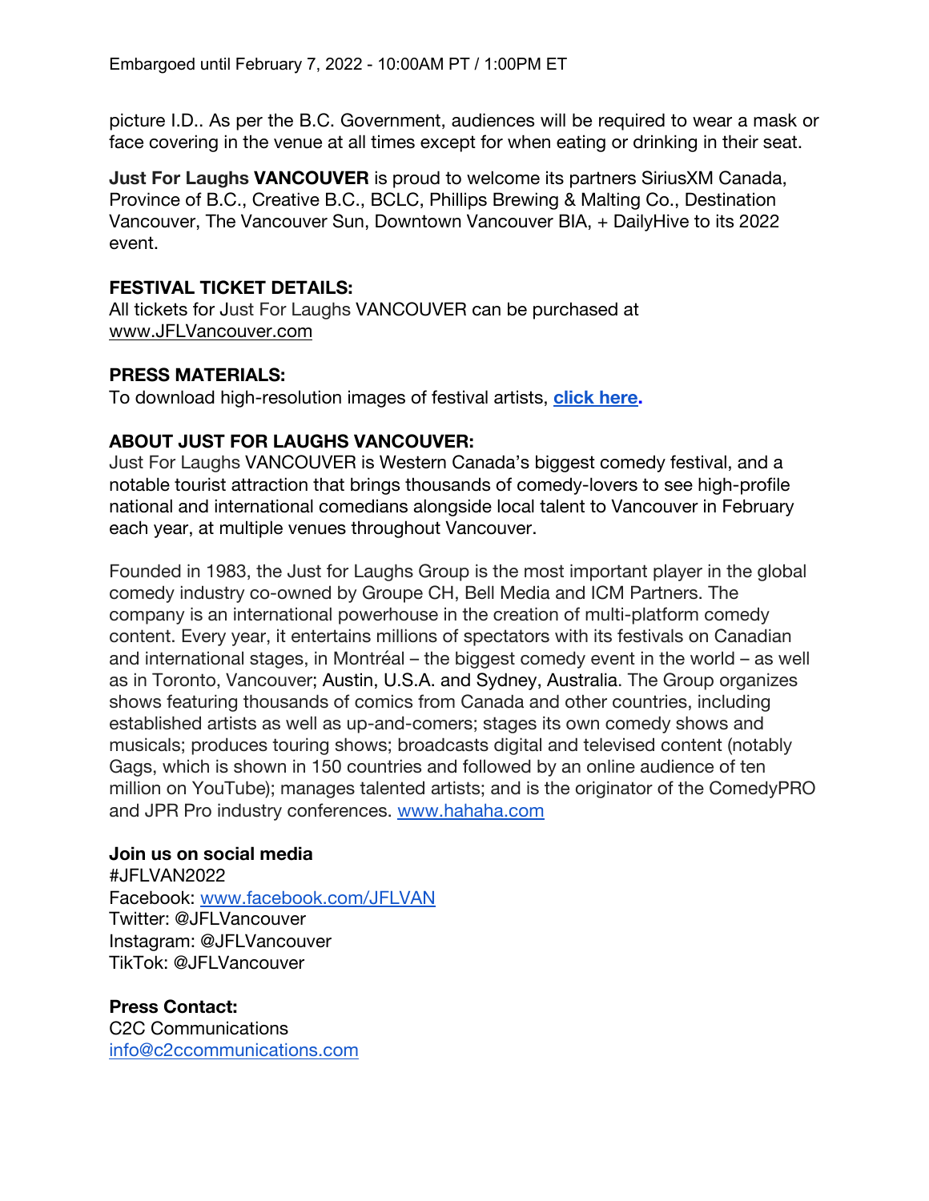Embargoed until February 7, 2022 - 10:00AM PT / 1:00PM ET

picture I.D.. As per the B.C. Government, audiences will be required to wear a mask or face covering in the venue at all times except for when eating or drinking in their seat.

**Just For Laughs VANCOUVER** is proud to welcome its partners SiriusXM Canada, Province of B.C., Creative B.C., BCLC, Phillips Brewing & Malting Co., Destination Vancouver, The Vancouver Sun, Downtown Vancouver BIA, + DailyHive to its 2022 event.

**FESTIVAL TICKET DETAILS:**
All tickets for Just For Laughs VANCOUVER can be purchased at www.JFLVancouver.com

**PRESS MATERIALS:**
To download high-resolution images of festival artists, **click here.**

**ABOUT JUST FOR LAUGHS VANCOUVER:**
Just For Laughs VANCOUVER is Western Canada's biggest comedy festival, and a notable tourist attraction that brings thousands of comedy-lovers to see high-profile national and international comedians alongside local talent to Vancouver in February each year, at multiple venues throughout Vancouver.

Founded in 1983, the Just for Laughs Group is the most important player in the global comedy industry co-owned by Groupe CH, Bell Media and ICM Partners. The company is an international powerhouse in the creation of multi-platform comedy content. Every year, it entertains millions of spectators with its festivals on Canadian and international stages, in Montréal – the biggest comedy event in the world – as well as in Toronto, Vancouver; Austin, U.S.A. and Sydney, Australia. The Group organizes shows featuring thousands of comics from Canada and other countries, including established artists as well as up-and-comers; stages its own comedy shows and musicals; produces touring shows; broadcasts digital and televised content (notably Gags, which is shown in 150 countries and followed by an online audience of ten million on YouTube); manages talented artists; and is the originator of the ComedyPRO and JPR Pro industry conferences. www.hahaha.com

**Join us on social media**
#JFLVAN2022
Facebook: www.facebook.com/JFLVAN
Twitter: @JFLVancouver
Instagram: @JFLVancouver
TikTok: @JFLVancouver

**Press Contact:**
C2C Communications
info@c2ccommunications.com